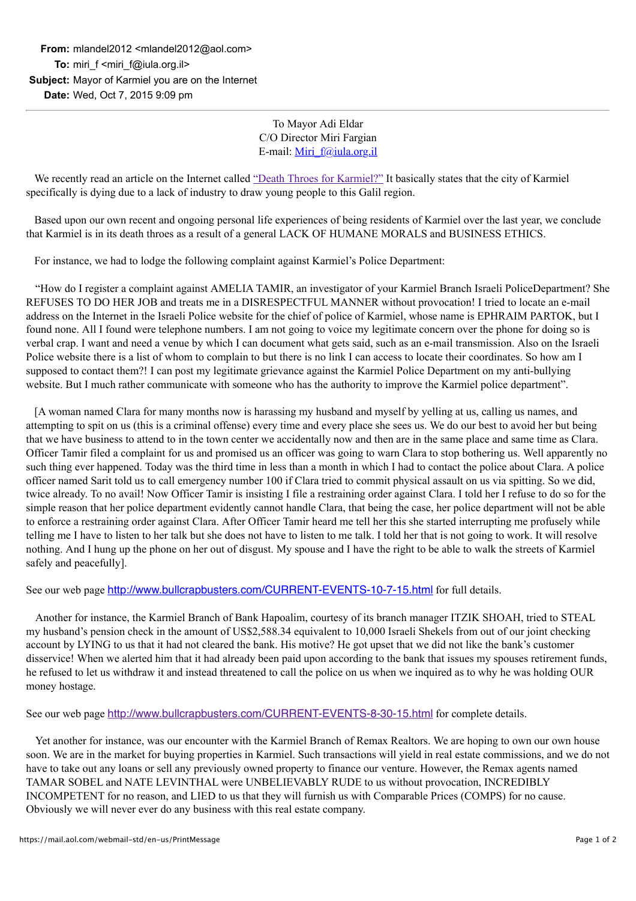**From:** mlandel2012 <mlandel2012@aol.com>
**To:** miri_f <miri_f@iula.org.il>
**Subject:** Mayor of Karmiel you are on the Internet
**Date:** Wed, Oct 7, 2015 9:09 pm

---

To Mayor Adi Eldar
C/O Director Miri Fargian
E-mail: Miri_f@iula.org.il

We recently read an article on the Internet called "Death Throes for Karmiel?" It basically states that the city of Karmiel specifically is dying due to a lack of industry to draw young people to this Galil region.

Based upon our own recent and ongoing personal life experiences of being residents of Karmiel over the last year, we conclude that Karmiel is in its death throes as a result of a general LACK OF HUMANE MORALS and BUSINESS ETHICS.

For instance, we had to lodge the following complaint against Karmiel's Police Department:

"How do I register a complaint against AMELIA TAMIR, an investigator of your Karmiel Branch Israeli PoliceDepartment? She REFUSES TO DO HER JOB and treats me in a DISRESPECTFUL MANNER without provocation! I tried to locate an e-mail address on the Internet in the Israeli Police website for the chief of police of Karmiel, whose name is EPHRAIM PARTOK, but I found none. All I found were telephone numbers. I am not going to voice my legitimate concern over the phone for doing so is verbal crap. I want and need a venue by which I can document what gets said, such as an e-mail transmission. Also on the Israeli Police website there is a list of whom to complain to but there is no link I can access to locate their coordinates. So how am I supposed to contact them?! I can post my legitimate grievance against the Karmiel Police Department on my anti-bullying website. But I much rather communicate with someone who has the authority to improve the Karmiel police department".

[A woman named Clara for many months now is harassing my husband and myself by yelling at us, calling us names, and attempting to spit on us (this is a criminal offense) every time and every place she sees us. We do our best to avoid her but being that we have business to attend to in the town center we accidentally now and then are in the same place and same time as Clara. Officer Tamir filed a complaint for us and promised us an officer was going to warn Clara to stop bothering us. Well apparently no such thing ever happened. Today was the third time in less than a month in which I had to contact the police about Clara. A police officer named Sarit told us to call emergency number 100 if Clara tried to commit physical assault on us via spitting. So we did, twice already. To no avail! Now Officer Tamir is insisting I file a restraining order against Clara. I told her I refuse to do so for the simple reason that her police department evidently cannot handle Clara, that being the case, her police department will not be able to enforce a restraining order against Clara. After Officer Tamir heard me tell her this she started interrupting me profusely while telling me I have to listen to her talk but she does not have to listen to me talk. I told her that is not going to work. It will resolve nothing. And I hung up the phone on her out of disgust. My spouse and I have the right to be able to walk the streets of Karmiel safely and peacefully].

See our web page http://www.bullcrapbusters.com/CURRENT-EVENTS-10-7-15.html for full details.

Another for instance, the Karmiel Branch of Bank Hapoalim, courtesy of its branch manager ITZIK SHOAH, tried to STEAL my husband's pension check in the amount of US$2,588.34 equivalent to 10,000 Israeli Shekels from out of our joint checking account by LYING to us that it had not cleared the bank. His motive? He got upset that we did not like the bank's customer disservice! When we alerted him that it had already been paid upon according to the bank that issues my spouses retirement funds, he refused to let us withdraw it and instead threatened to call the police on us when we inquired as to why he was holding OUR money hostage.

See our web page http://www.bullcrapbusters.com/CURRENT-EVENTS-8-30-15.html for complete details.

Yet another for instance, was our encounter with the Karmiel Branch of Remax Realtors. We are hoping to own our own house soon. We are in the market for buying properties in Karmiel. Such transactions will yield in real estate commissions, and we do not have to take out any loans or sell any previously owned property to finance our venture. However, the Remax agents named TAMAR SOBEL and NATE LEVINTHAL were UNBELIEVABLY RUDE to us without provocation, INCREDIBLY INCOMPETENT for no reason, and LIED to us that they will furnish us with Comparable Prices (COMPS) for no cause. Obviously we will never ever do any business with this real estate company.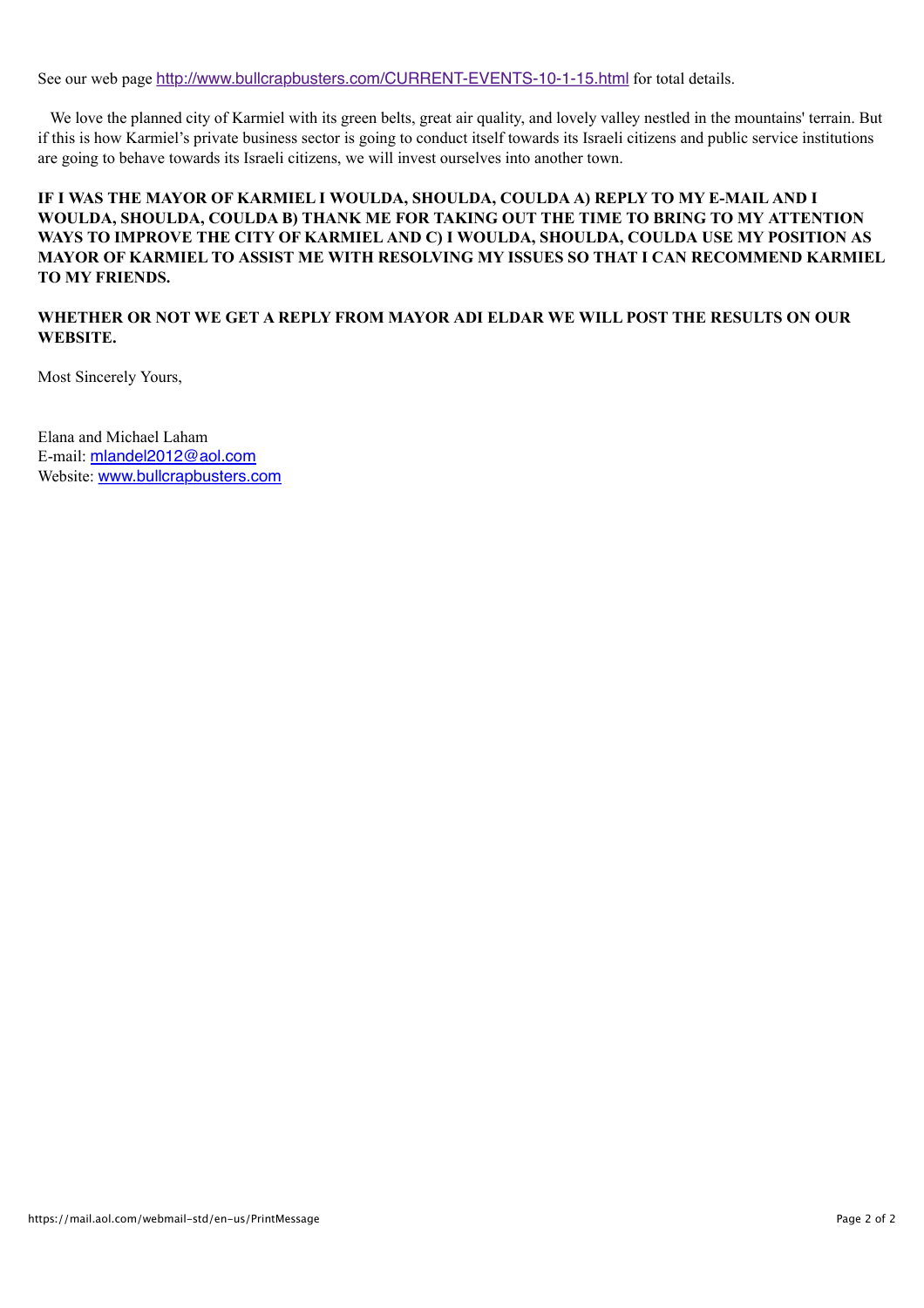See our web page http://www.bullcrapbusters.com/CURRENT-EVENTS-10-1-15.html for total details.

We love the planned city of Karmiel with its green belts, great air quality, and lovely valley nestled in the mountains' terrain. But if this is how Karmiel's private business sector is going to conduct itself towards its Israeli citizens and public service institutions are going to behave towards its Israeli citizens, we will invest ourselves into another town.

**IF I WAS THE MAYOR OF KARMIEL I WOULDA, SHOULDA, COULDA A) REPLY TO MY E-MAIL AND I WOULDA, SHOULDA, COULDA B) THANK ME FOR TAKING OUT THE TIME TO BRING TO MY ATTENTION WAYS TO IMPROVE THE CITY OF KARMIEL AND C) I WOULDA, SHOULDA, COULDA USE MY POSITION AS MAYOR OF KARMIEL TO ASSIST ME WITH RESOLVING MY ISSUES SO THAT I CAN RECOMMEND KARMIEL TO MY FRIENDS.**

**WHETHER OR NOT WE GET A REPLY FROM MAYOR ADI ELDAR WE WILL POST THE RESULTS ON OUR WEBSITE.**

Most Sincerely Yours,

Elana and Michael Laham
E-mail: mlandel2012@aol.com
Website: www.bullcrapbusters.com